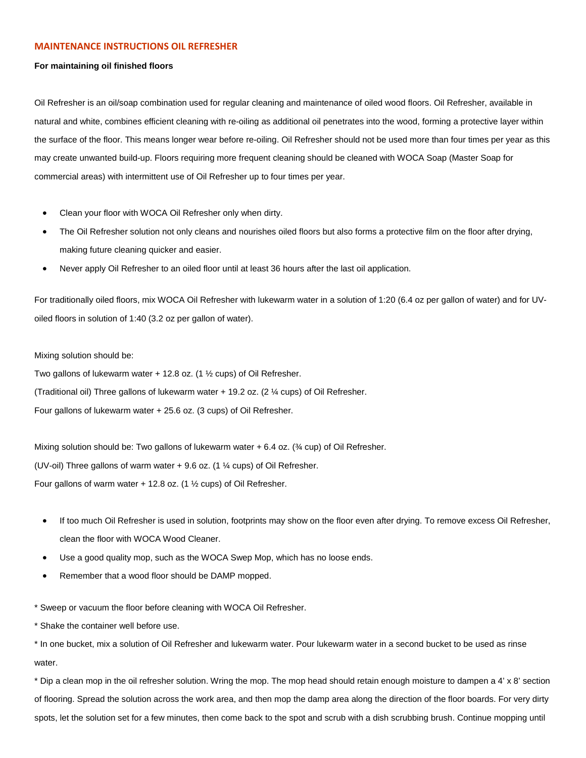## MAINTENANCE INSTRUCTIONS OIL REFRESHER

**For maintaining oil finished floors**

Oil Refresher is an oil/soap combination used for regular cleaning and maintenance of oiled wood floors. Oil Refresher, available in natural and white, combines efficient cleaning with re-oiling as additional oil penetrates into the wood, forming a protective layer within the surface of the floor. This means longer wear before re-oiling. Oil Refresher should not be used more than four times per year as this may create unwanted build-up. Floors requiring more frequent cleaning should be cleaned with WOCA Soap (Master Soap for commercial areas) with intermittent use of Oil Refresher up to four times per year.

- Clean your floor with WOCA Oil Refresher only when dirty.
- The Oil Refresher solution not only cleans and nourishes oiled floors but also forms a protective film on the floor after drying, making future cleaning quicker and easier.
- Never apply Oil Refresher to an oiled floor until at least 36 hours after the last oil application.

For traditionally oiled floors, mix WOCA Oil Refresher with lukewarm water in a solution of 1:20 (6.4 oz per gallon of water) and for UV-oiled floors in solution of 1:40 (3.2 oz per gallon of water).

Mixing solution should be:
Two gallons of lukewarm water + 12.8 oz. (1 ½ cups) of Oil Refresher.
(Traditional oil) Three gallons of lukewarm water + 19.2 oz. (2 ¼ cups) of Oil Refresher.
Four gallons of lukewarm water + 25.6 oz. (3 cups) of Oil Refresher.

Mixing solution should be: Two gallons of lukewarm water + 6.4 oz. (¾ cup) of Oil Refresher.
(UV-oil) Three gallons of warm water + 9.6 oz. (1 ¼ cups) of Oil Refresher.
Four gallons of warm water + 12.8 oz. (1 ½ cups) of Oil Refresher.

- If too much Oil Refresher is used in solution, footprints may show on the floor even after drying. To remove excess Oil Refresher, clean the floor with WOCA Wood Cleaner.
- Use a good quality mop, such as the WOCA Swep Mop, which has no loose ends.
- Remember that a wood floor should be DAMP mopped.

* Sweep or vacuum the floor before cleaning with WOCA Oil Refresher.
* Shake the container well before use.
* In one bucket, mix a solution of Oil Refresher and lukewarm water. Pour lukewarm water in a second bucket to be used as rinse water.
* Dip a clean mop in the oil refresher solution. Wring the mop. The mop head should retain enough moisture to dampen a 4' x 8' section of flooring. Spread the solution across the work area, and then mop the damp area along the direction of the floor boards. For very dirty spots, let the solution set for a few minutes, then come back to the spot and scrub with a dish scrubbing brush. Continue mopping until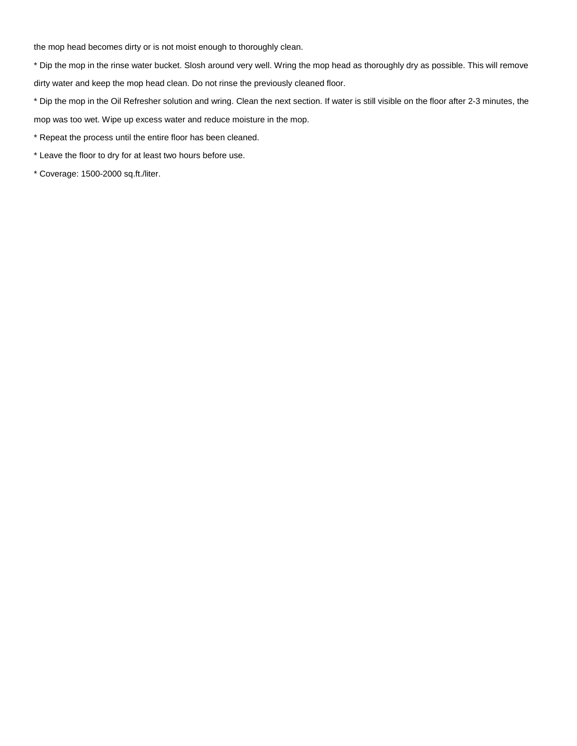the mop head becomes dirty or is not moist enough to thoroughly clean.

* Dip the mop in the rinse water bucket. Slosh around very well. Wring the mop head as thoroughly dry as possible. This will remove dirty water and keep the mop head clean. Do not rinse the previously cleaned floor.

* Dip the mop in the Oil Refresher solution and wring. Clean the next section. If water is still visible on the floor after 2-3 minutes, the mop was too wet. Wipe up excess water and reduce moisture in the mop.

* Repeat the process until the entire floor has been cleaned.

* Leave the floor to dry for at least two hours before use.

* Coverage: 1500-2000 sq.ft./liter.